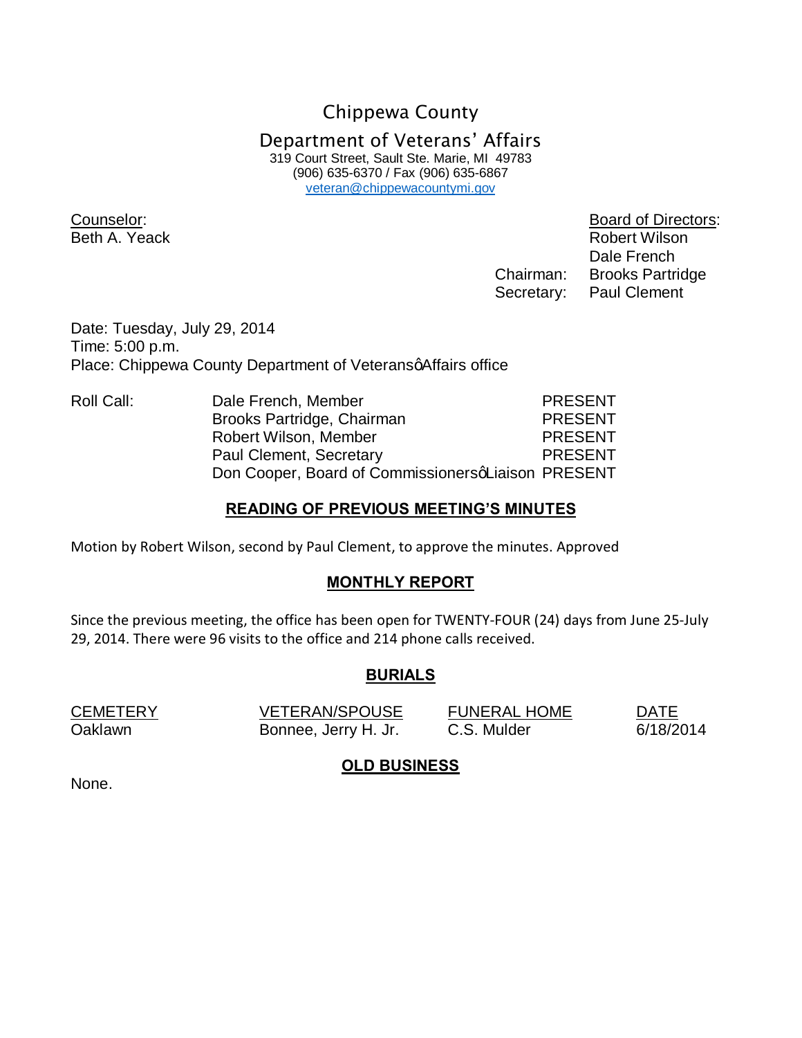# Chippewa County

## Department of Veterans' Affairs

319 Court Street, Sault Ste. Marie, MI 49783
(906) 635-6370 / Fax (906) 635-6867
veteran@chippewacountymi.gov

Counselor:
Beth A. Yeack

Board of Directors:
Robert Wilson
Dale French
Chairman: Brooks Partridge
Secretary: Paul Clement

Date: Tuesday, July 29, 2014
Time: 5:00 p.m.
Place: Chippewa County Department of Veteransφ Affairs office

| Roll Call: | | |
|---|---|---|
| | Dale French, Member | PRESENT |
| | Brooks Partridge, Chairman | PRESENT |
| | Robert Wilson, Member | PRESENT |
| | Paul Clement, Secretary | PRESENT |
| | Don Cooper, Board of Commissionersφ Liaison | PRESENT |

## READING OF PREVIOUS MEETING'S MINUTES

Motion by Robert Wilson, second by Paul Clement, to approve the minutes. Approved

## MONTHLY REPORT

Since the previous meeting, the office has been open for TWENTY-FOUR (24) days from June 25-July 29, 2014. There were 96 visits to the office and 214 phone calls received.

## BURIALS

| CEMETERY | VETERAN/SPOUSE | FUNERAL HOME | DATE |
|---|---|---|---|
| Oaklawn | Bonnee, Jerry H. Jr. | C.S. Mulder | 6/18/2014 |

## OLD BUSINESS

None.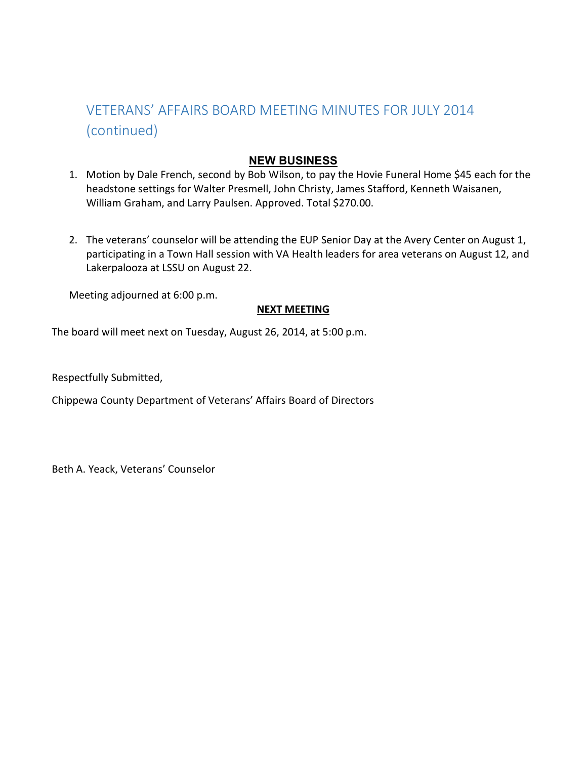# VETERANS' AFFAIRS BOARD MEETING MINUTES FOR JULY 2014 (continued)

## NEW BUSINESS

1. Motion by Dale French, second by Bob Wilson, to pay the Hovie Funeral Home $45 each for the headstone settings for Walter Presmell, John Christy, James Stafford, Kenneth Waisanen, William Graham, and Larry Paulsen. Approved. Total $270.00.

2. The veterans' counselor will be attending the EUP Senior Day at the Avery Center on August 1, participating in a Town Hall session with VA Health leaders for area veterans on August 12, and Lakerpalooza at LSSU on August 22.

Meeting adjourned at 6:00 p.m.

## NEXT MEETING

The board will meet next on Tuesday, August 26, 2014, at 5:00 p.m.

Respectfully Submitted,

Chippewa County Department of Veterans' Affairs Board of Directors

Beth A. Yeack, Veterans' Counselor